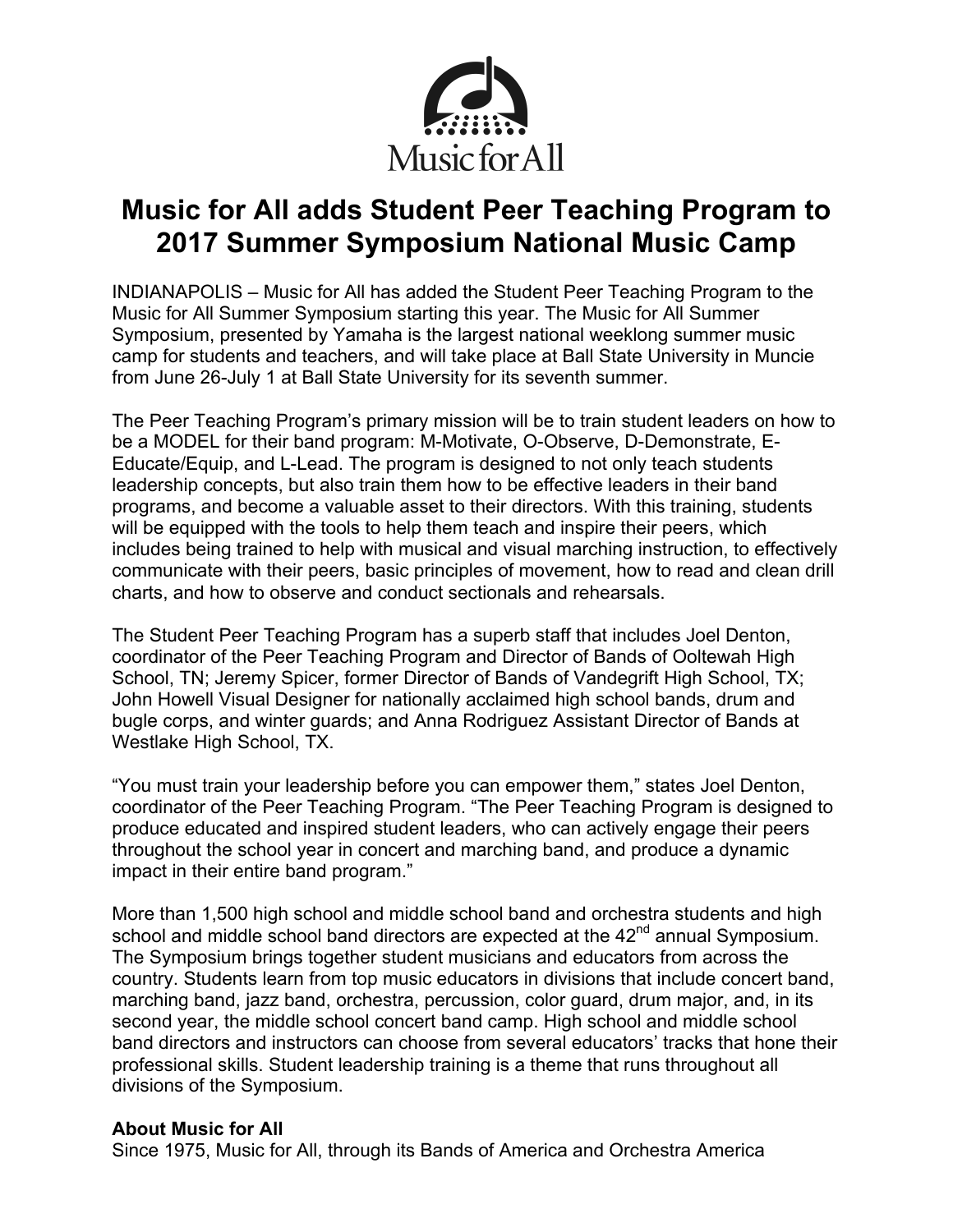Music for All

# Music for All adds Student Peer Teaching Program to 2017 Summer Symposium National Music Camp

INDIANAPOLIS – Music for All has added the Student Peer Teaching Program to the Music for All Summer Symposium starting this year. The Music for All Summer Symposium, presented by Yamaha is the largest national weeklong summer music camp for students and teachers, and will take place at Ball State University in Muncie from June 26-July 1 at Ball State University for its seventh summer.

The Peer Teaching Program's primary mission will be to train student leaders on how to be a MODEL for their band program: M-Motivate, O-Observe, D-Demonstrate, E-Educate/Equip, and L-Lead. The program is designed to not only teach students leadership concepts, but also train them how to be effective leaders in their band programs, and become a valuable asset to their directors. With this training, students will be equipped with the tools to help them teach and inspire their peers, which includes being trained to help with musical and visual marching instruction, to effectively communicate with their peers, basic principles of movement, how to read and clean drill charts, and how to observe and conduct sectionals and rehearsals.

The Student Peer Teaching Program has a superb staff that includes Joel Denton, coordinator of the Peer Teaching Program and Director of Bands of Ooltewah High School, TN; Jeremy Spicer, former Director of Bands of Vandegrift High School, TX; John Howell Visual Designer for nationally acclaimed high school bands, drum and bugle corps, and winter guards; and Anna Rodriguez Assistant Director of Bands at Westlake High School, TX.

"You must train your leadership before you can empower them," states Joel Denton, coordinator of the Peer Teaching Program. "The Peer Teaching Program is designed to produce educated and inspired student leaders, who can actively engage their peers throughout the school year in concert and marching band, and produce a dynamic impact in their entire band program."

More than 1,500 high school and middle school band and orchestra students and high school and middle school band directors are expected at the 42nd annual Symposium. The Symposium brings together student musicians and educators from across the country. Students learn from top music educators in divisions that include concert band, marching band, jazz band, orchestra, percussion, color guard, drum major, and, in its second year, the middle school concert band camp. High school and middle school band directors and instructors can choose from several educators' tracks that hone their professional skills. Student leadership training is a theme that runs throughout all divisions of the Symposium.

**About Music for All**

Since 1975, Music for All, through its Bands of America and Orchestra America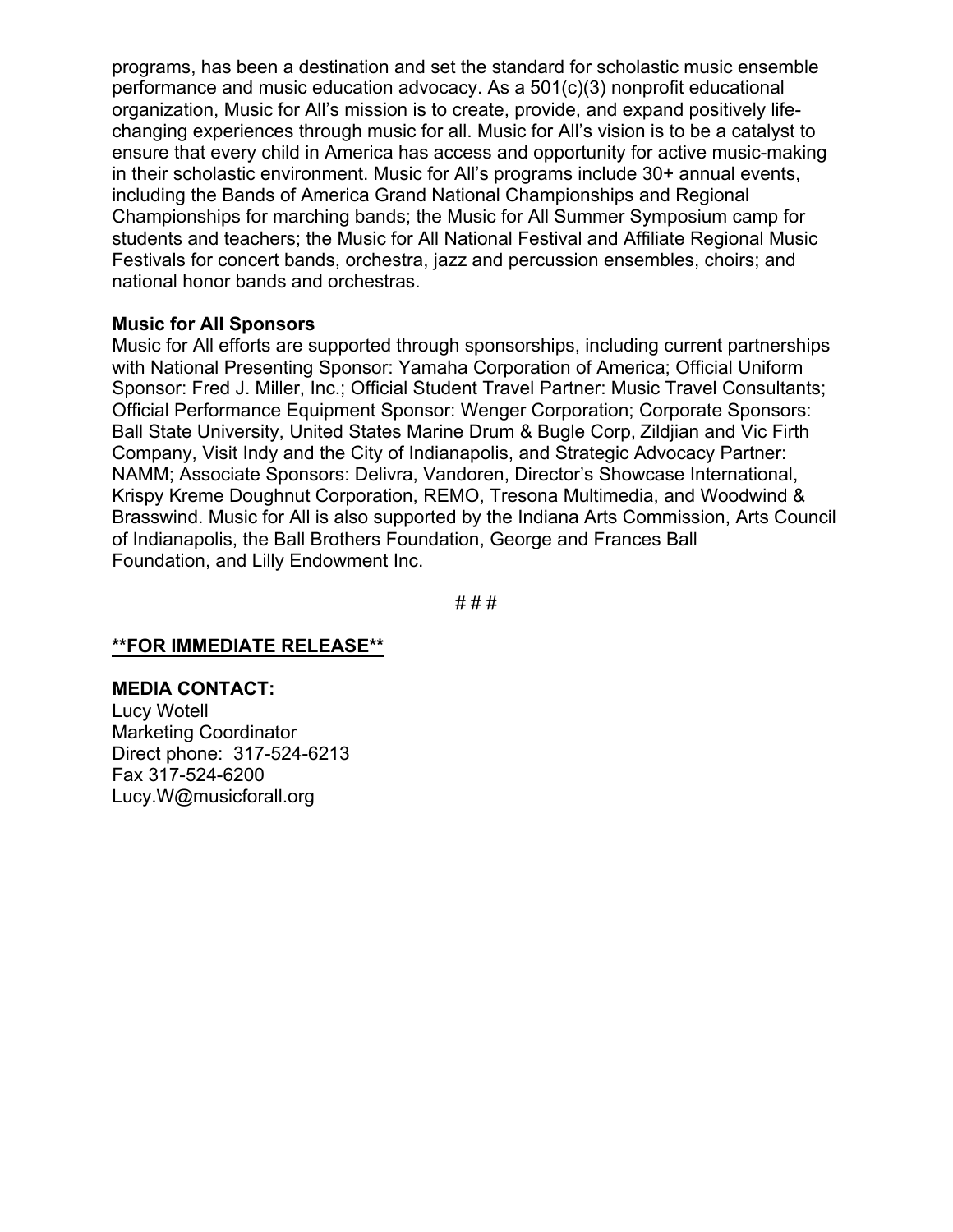programs, has been a destination and set the standard for scholastic music ensemble performance and music education advocacy. As a 501(c)(3) nonprofit educational organization, Music for All's mission is to create, provide, and expand positively life-changing experiences through music for all. Music for All's vision is to be a catalyst to ensure that every child in America has access and opportunity for active music-making in their scholastic environment. Music for All's programs include 30+ annual events, including the Bands of America Grand National Championships and Regional Championships for marching bands; the Music for All Summer Symposium camp for students and teachers; the Music for All National Festival and Affiliate Regional Music Festivals for concert bands, orchestra, jazz and percussion ensembles, choirs; and national honor bands and orchestras.

**Music for All Sponsors**

Music for All efforts are supported through sponsorships, including current partnerships with National Presenting Sponsor: Yamaha Corporation of America; Official Uniform Sponsor: Fred J. Miller, Inc.; Official Student Travel Partner: Music Travel Consultants; Official Performance Equipment Sponsor: Wenger Corporation; Corporate Sponsors: Ball State University, United States Marine Drum & Bugle Corp, Zildjian and Vic Firth Company, Visit Indy and the City of Indianapolis, and Strategic Advocacy Partner: NAMM; Associate Sponsors: Delivra, Vandoren, Director's Showcase International, Krispy Kreme Doughnut Corporation, REMO, Tresona Multimedia, and Woodwind & Brasswind. Music for All is also supported by the Indiana Arts Commission, Arts Council of Indianapolis, the Ball Brothers Foundation, George and Frances Ball Foundation, and Lilly Endowment Inc.

# # #

**<u>**FOR IMMEDIATE RELEASE**</u>**

**MEDIA CONTACT:**

Lucy Wotell
Marketing Coordinator
Direct phone: 317-524-6213
Fax 317-524-6200
Lucy.W@musicforall.org